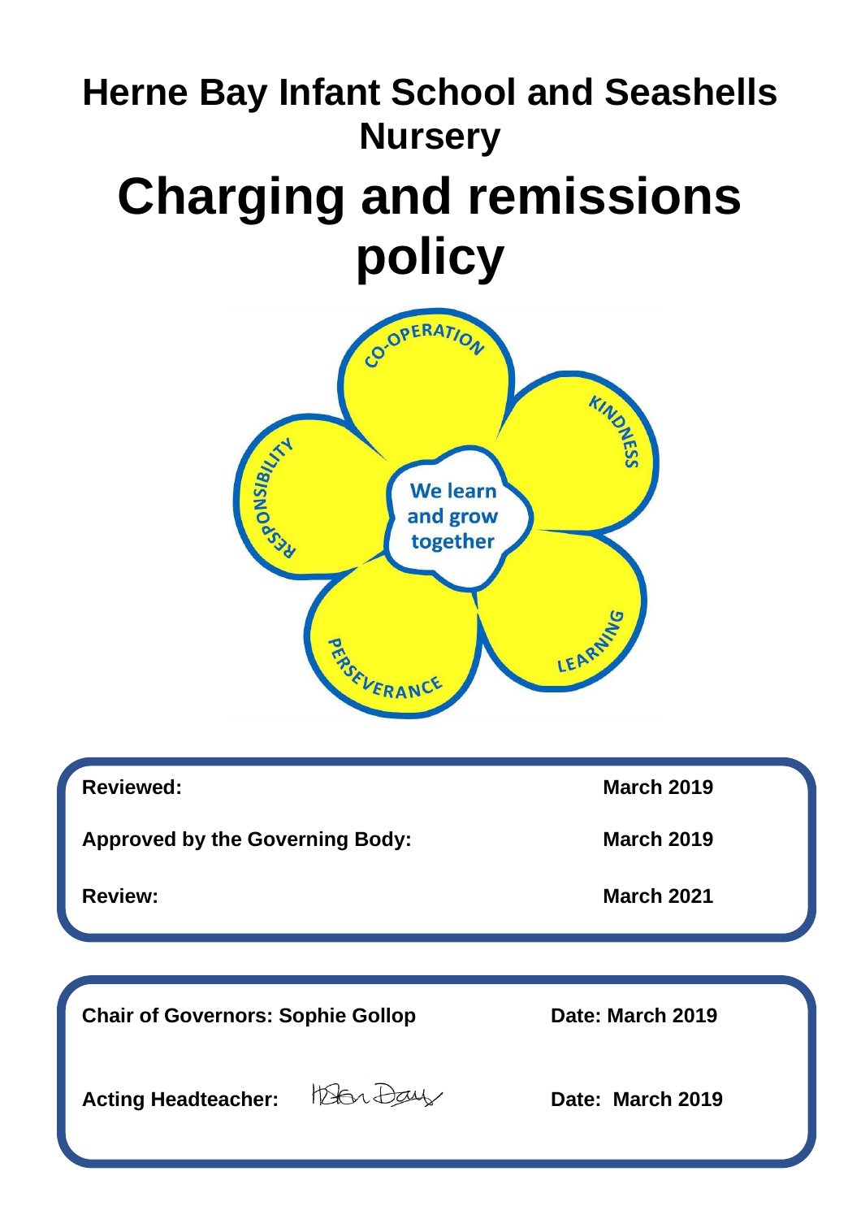# Herne Bay Infant School and Seashells Nursery

# Charging and remissions policy

| | |
|---|---|
| **Reviewed:** | **March 2019** |
| **Approved by the Governing Body:** | **March 2019** |
| **Review:** | **March 2021** |

| | |
|---|---|
| **Chair of Governors: Sophie Gollop** | **Date: March 2019** |
| **Acting Headteacher:** | **Date: March 2019** |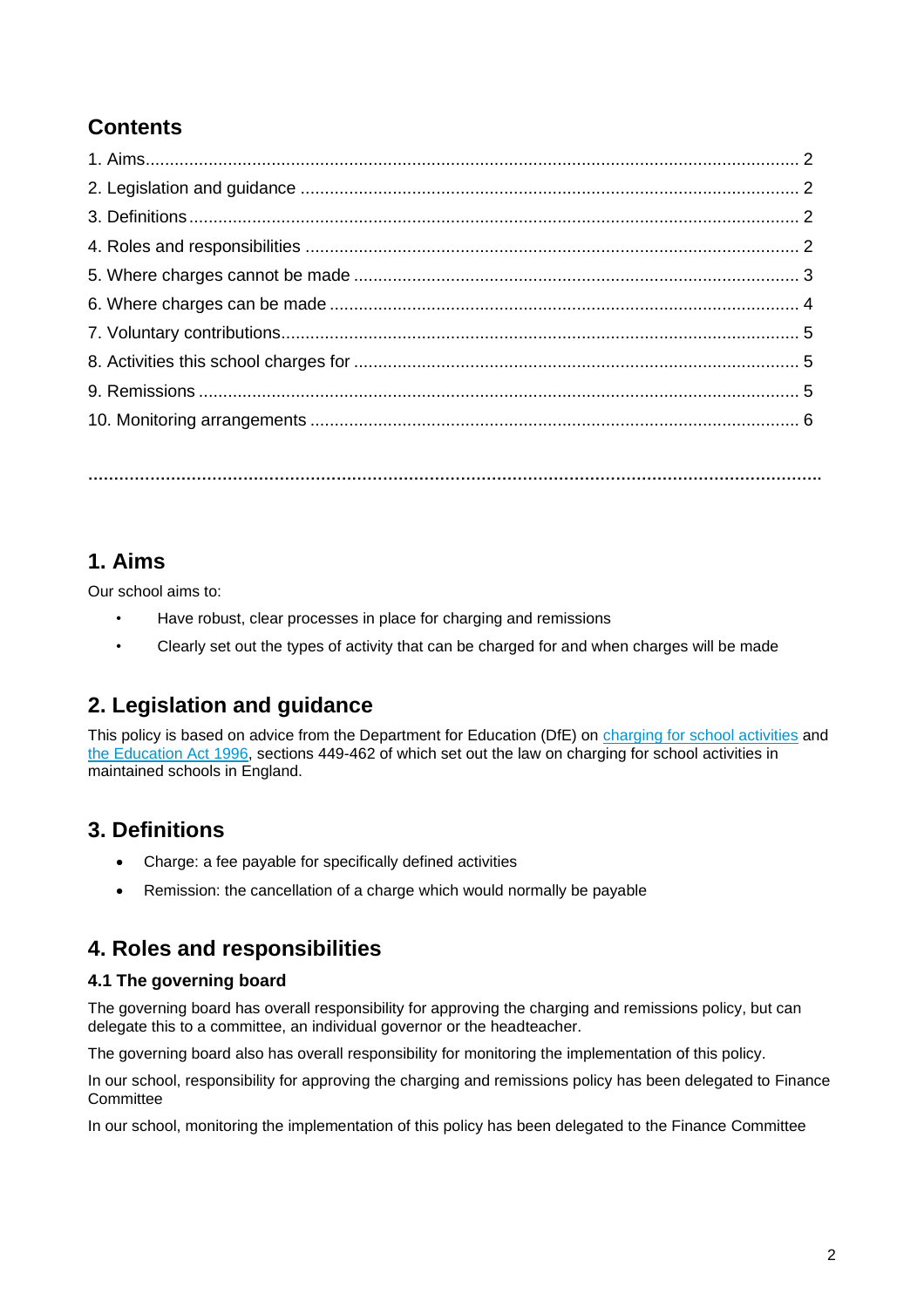## Contents

1. Aims ........................................................................................................................ 2
2. Legislation and guidance ........................................................................................ 2
3. Definitions .............................................................................................................. 2
4. Roles and responsibilities ....................................................................................... 2
5. Where charges cannot be made ............................................................................. 3
6. Where charges can be made .................................................................................. 4
7. Voluntary contributions............................................................................................ 5
8. Activities this school charges for ............................................................................. 5
9. Remissions ............................................................................................................. 5
10. Monitoring arrangements ...................................................................................... 6

…………………………………………………………………………………………………………………………

## 1. Aims

Our school aims to:

- Have robust, clear processes in place for charging and remissions
- Clearly set out the types of activity that can be charged for and when charges will be made

## 2. Legislation and guidance

This policy is based on advice from the Department for Education (DfE) on charging for school activities and the Education Act 1996, sections 449-462 of which set out the law on charging for school activities in maintained schools in England.

## 3. Definitions

- Charge: a fee payable for specifically defined activities
- Remission: the cancellation of a charge which would normally be payable

## 4. Roles and responsibilities

### 4.1 The governing board

The governing board has overall responsibility for approving the charging and remissions policy, but can delegate this to a committee, an individual governor or the headteacher.

The governing board also has overall responsibility for monitoring the implementation of this policy.

In our school, responsibility for approving the charging and remissions policy has been delegated to Finance Committee

In our school, monitoring the implementation of this policy has been delegated to the Finance Committee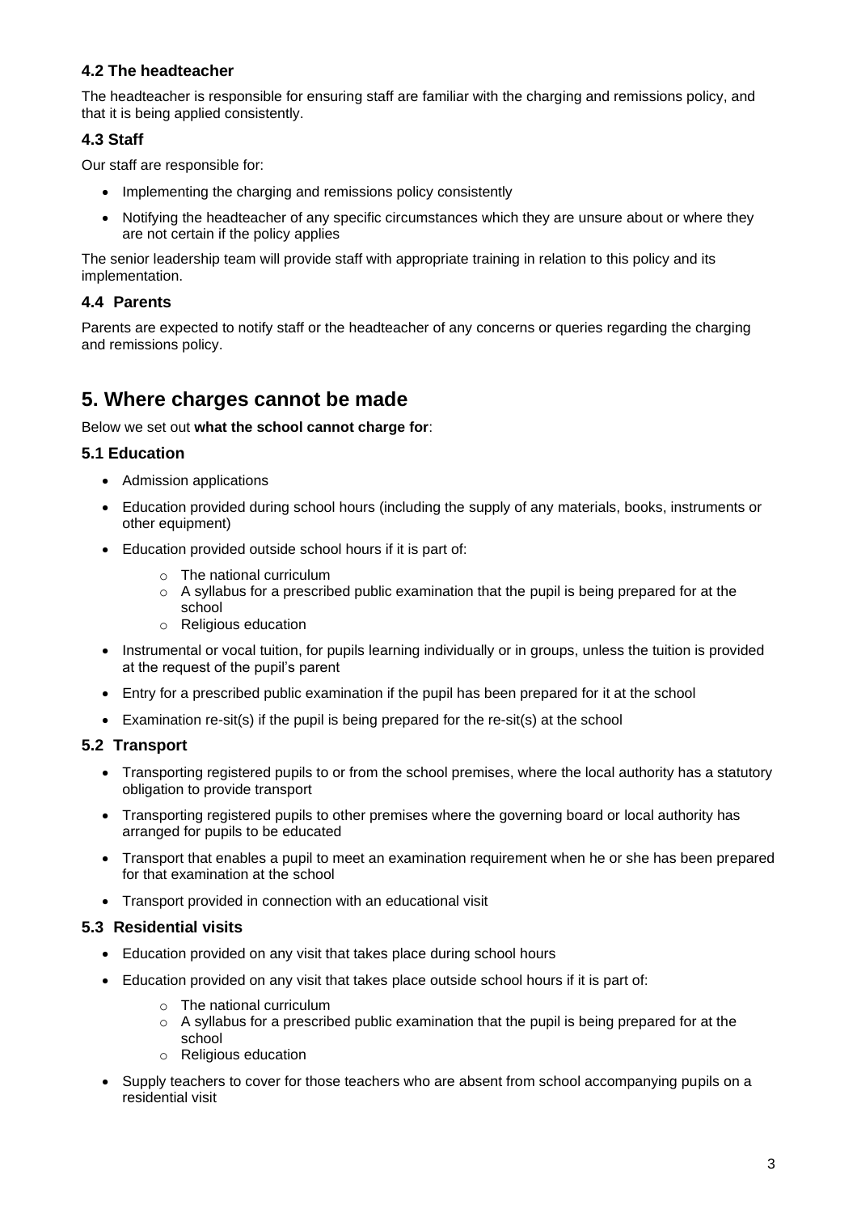### 4.2 The headteacher

The headteacher is responsible for ensuring staff are familiar with the charging and remissions policy, and that it is being applied consistently.

### 4.3 Staff

Our staff are responsible for:

- Implementing the charging and remissions policy consistently
- Notifying the headteacher of any specific circumstances which they are unsure about or where they are not certain if the policy applies

The senior leadership team will provide staff with appropriate training in relation to this policy and its implementation.

### 4.4 Parents

Parents are expected to notify staff or the headteacher of any concerns or queries regarding the charging and remissions policy.

## 5. Where charges cannot be made

Below we set out **what the school cannot charge for**:

### 5.1 Education

- Admission applications
- Education provided during school hours (including the supply of any materials, books, instruments or other equipment)
- Education provided outside school hours if it is part of:
    - The national curriculum
    - A syllabus for a prescribed public examination that the pupil is being prepared for at the school
    - Religious education
- Instrumental or vocal tuition, for pupils learning individually or in groups, unless the tuition is provided at the request of the pupil's parent
- Entry for a prescribed public examination if the pupil has been prepared for it at the school
- Examination re-sit(s) if the pupil is being prepared for the re-sit(s) at the school

### 5.2 Transport

- Transporting registered pupils to or from the school premises, where the local authority has a statutory obligation to provide transport
- Transporting registered pupils to other premises where the governing board or local authority has arranged for pupils to be educated
- Transport that enables a pupil to meet an examination requirement when he or she has been prepared for that examination at the school
- Transport provided in connection with an educational visit

### 5.3 Residential visits

- Education provided on any visit that takes place during school hours
- Education provided on any visit that takes place outside school hours if it is part of:
    - The national curriculum
    - A syllabus for a prescribed public examination that the pupil is being prepared for at the school
    - Religious education
- Supply teachers to cover for those teachers who are absent from school accompanying pupils on a residential visit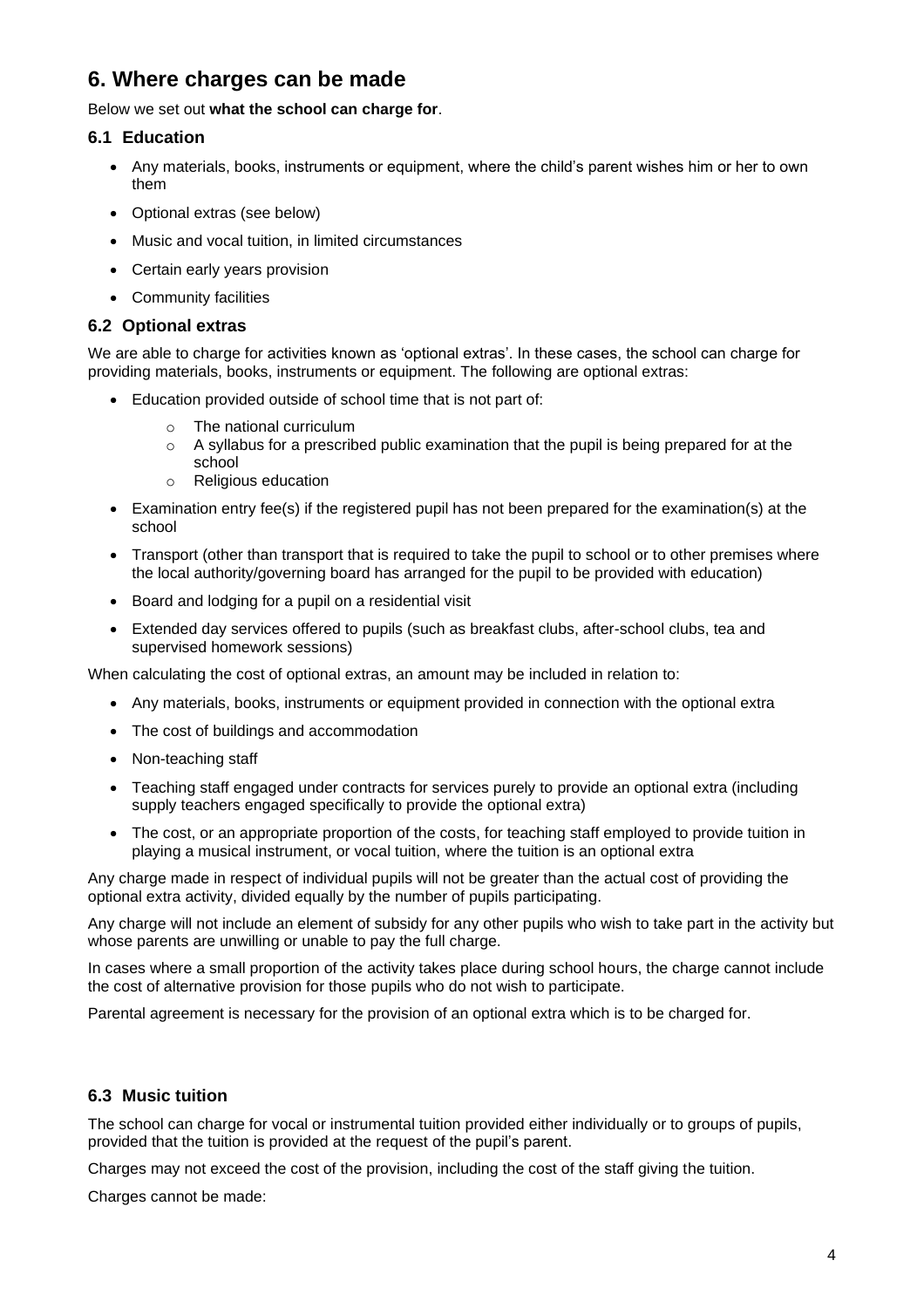## 6. Where charges can be made

Below we set out **what the school can charge for**.

### 6.1 Education

- Any materials, books, instruments or equipment, where the child's parent wishes him or her to own them
- Optional extras (see below)
- Music and vocal tuition, in limited circumstances
- Certain early years provision
- Community facilities

### 6.2 Optional extras

We are able to charge for activities known as 'optional extras'. In these cases, the school can charge for providing materials, books, instruments or equipment. The following are optional extras:

- Education provided outside of school time that is not part of:
    - The national curriculum
    - A syllabus for a prescribed public examination that the pupil is being prepared for at the school
    - Religious education
- Examination entry fee(s) if the registered pupil has not been prepared for the examination(s) at the school
- Transport (other than transport that is required to take the pupil to school or to other premises where the local authority/governing board has arranged for the pupil to be provided with education)
- Board and lodging for a pupil on a residential visit
- Extended day services offered to pupils (such as breakfast clubs, after-school clubs, tea and supervised homework sessions)

When calculating the cost of optional extras, an amount may be included in relation to:

- Any materials, books, instruments or equipment provided in connection with the optional extra
- The cost of buildings and accommodation
- Non-teaching staff
- Teaching staff engaged under contracts for services purely to provide an optional extra (including supply teachers engaged specifically to provide the optional extra)
- The cost, or an appropriate proportion of the costs, for teaching staff employed to provide tuition in playing a musical instrument, or vocal tuition, where the tuition is an optional extra

Any charge made in respect of individual pupils will not be greater than the actual cost of providing the optional extra activity, divided equally by the number of pupils participating.

Any charge will not include an element of subsidy for any other pupils who wish to take part in the activity but whose parents are unwilling or unable to pay the full charge.

In cases where a small proportion of the activity takes place during school hours, the charge cannot include the cost of alternative provision for those pupils who do not wish to participate.

Parental agreement is necessary for the provision of an optional extra which is to be charged for.

### 6.3 Music tuition

The school can charge for vocal or instrumental tuition provided either individually or to groups of pupils, provided that the tuition is provided at the request of the pupil's parent.

Charges may not exceed the cost of the provision, including the cost of the staff giving the tuition.

Charges cannot be made: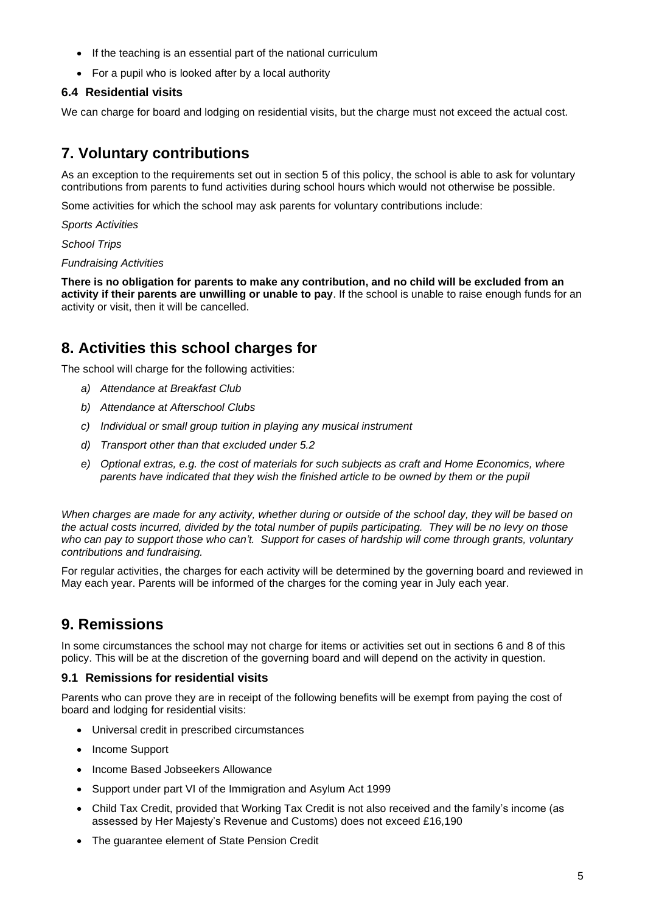- If the teaching is an essential part of the national curriculum
- For a pupil who is looked after by a local authority

### 6.4 Residential visits

We can charge for board and lodging on residential visits, but the charge must not exceed the actual cost.

## 7. Voluntary contributions

As an exception to the requirements set out in section 5 of this policy, the school is able to ask for voluntary contributions from parents to fund activities during school hours which would not otherwise be possible.

Some activities for which the school may ask parents for voluntary contributions include:

*Sports Activities*

*School Trips*

*Fundraising Activities*

**There is no obligation for parents to make any contribution, and no child will be excluded from an activity if their parents are unwilling or unable to pay**. If the school is unable to raise enough funds for an activity or visit, then it will be cancelled.

## 8. Activities this school charges for

The school will charge for the following activities:

a) *Attendance at Breakfast Club*

b) *Attendance at Afterschool Clubs*

c) *Individual or small group tuition in playing any musical instrument*

d) *Transport other than that excluded under 5.2*

e) *Optional extras, e.g. the cost of materials for such subjects as craft and Home Economics, where parents have indicated that they wish the finished article to be owned by them or the pupil*

*When charges are made for any activity, whether during or outside of the school day, they will be based on the actual costs incurred, divided by the total number of pupils participating. They will be no levy on those who can pay to support those who can't. Support for cases of hardship will come through grants, voluntary contributions and fundraising.*

For regular activities, the charges for each activity will be determined by the governing board and reviewed in May each year. Parents will be informed of the charges for the coming year in July each year.

## 9. Remissions

In some circumstances the school may not charge for items or activities set out in sections 6 and 8 of this policy. This will be at the discretion of the governing board and will depend on the activity in question.

### 9.1 Remissions for residential visits

Parents who can prove they are in receipt of the following benefits will be exempt from paying the cost of board and lodging for residential visits:

- Universal credit in prescribed circumstances
- Income Support
- Income Based Jobseekers Allowance
- Support under part VI of the Immigration and Asylum Act 1999
- Child Tax Credit, provided that Working Tax Credit is not also received and the family's income (as assessed by Her Majesty's Revenue and Customs) does not exceed £16,190
- The guarantee element of State Pension Credit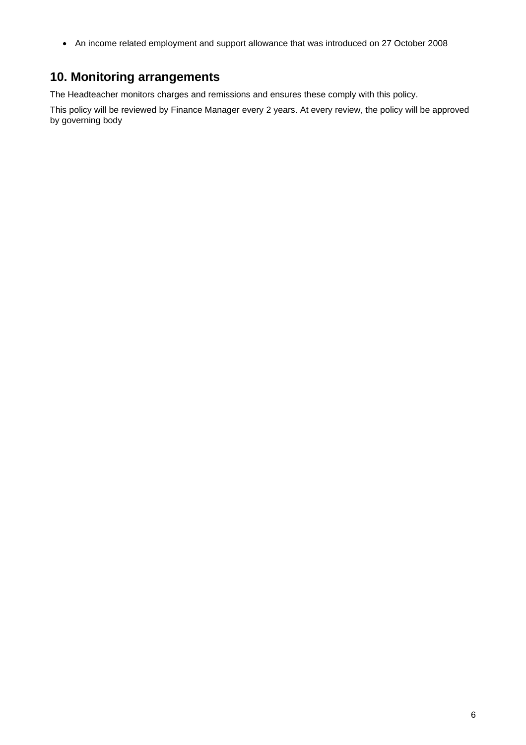- An income related employment and support allowance that was introduced on 27 October 2008

## 10. Monitoring arrangements

The Headteacher monitors charges and remissions and ensures these comply with this policy.

This policy will be reviewed by Finance Manager every 2 years. At every review, the policy will be approved by governing body